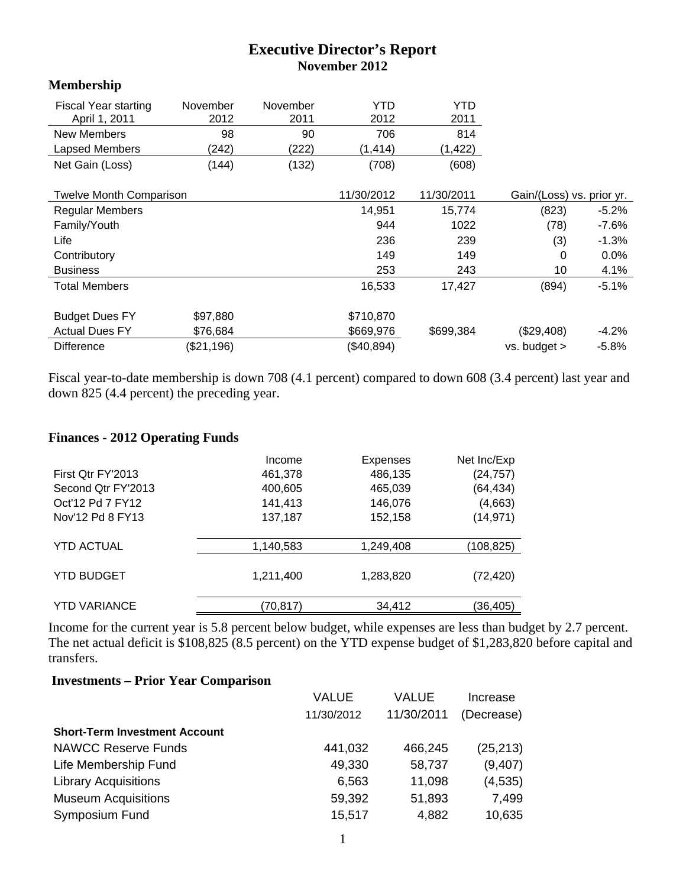# Executive Director's Report

## November 2012

### Membership

| Fiscal Year starting April 1, 2011 | November 2012 | November 2011 | YTD 2012 | YTD 2011 |
|---|---|---|---|---|
| New Members | 98 | 90 | 706 | 814 |
| Lapsed Members | (242) | (222) | (1,414) | (1,422) |
| Net Gain (Loss) | (144) | (132) | (708) | (608) |

| Twelve Month Comparison | | 11/30/2012 | 11/30/2011 | Gain/(Loss) vs. prior yr. | |
|---|---|---|---|---|---|
| Regular Members | | 14,951 | 15,774 | (823) | -5.2% |
| Family/Youth | | 944 | 1022 | (78) | -7.6% |
| Life | | 236 | 239 | (3) | -1.3% |
| Contributory | | 149 | 149 | 0 | 0.0% |
| Business | | 253 | 243 | 10 | 4.1% |
| Total Members | | 16,533 | 17,427 | (894) | -5.1% |
| | | | | | |
| Budget Dues FY | $97,880 | $710,870 | | | |
| Actual Dues FY | $76,684 | $669,976 | $699,384 | ($29,408) | -4.2% |
| Difference | ($21,196) | ($40,894) | | vs. budget > | -5.8% |

Fiscal year-to-date membership is down 708 (4.1 percent) compared to down 608 (3.4 percent) last year and down 825 (4.4 percent) the preceding year.

### Finances - 2012 Operating Funds

| | Income | Expenses | Net Inc/Exp |
|---|---|---|---|
| First Qtr FY'2013 | 461,378 | 486,135 | (24,757) |
| Second Qtr FY'2013 | 400,605 | 465,039 | (64,434) |
| Oct'12 Pd 7 FY12 | 141,413 | 146,076 | (4,663) |
| Nov'12 Pd 8 FY13 | 137,187 | 152,158 | (14,971) |
| YTD ACTUAL | 1,140,583 | 1,249,408 | (108,825) |
| YTD BUDGET | 1,211,400 | 1,283,820 | (72,420) |
| YTD VARIANCE | (70,817) | 34,412 | (36,405) |

Income for the current year is 5.8 percent below budget, while expenses are less than budget by 2.7 percent. The net actual deficit is $108,825 (8.5 percent) on the YTD expense budget of $1,283,820 before capital and transfers.

### Investments – Prior Year Comparison

| | VALUE 11/30/2012 | VALUE 11/30/2011 | Increase (Decrease) |
|---|---|---|---|
| **Short-Term Investment Account** | | | |
| NAWCC Reserve Funds | 441,032 | 466,245 | (25,213) |
| Life Membership Fund | 49,330 | 58,737 | (9,407) |
| Library Acquisitions | 6,563 | 11,098 | (4,535) |
| Museum Acquisitions | 59,392 | 51,893 | 7,499 |
| Symposium Fund | 15,517 | 4,882 | 10,635 |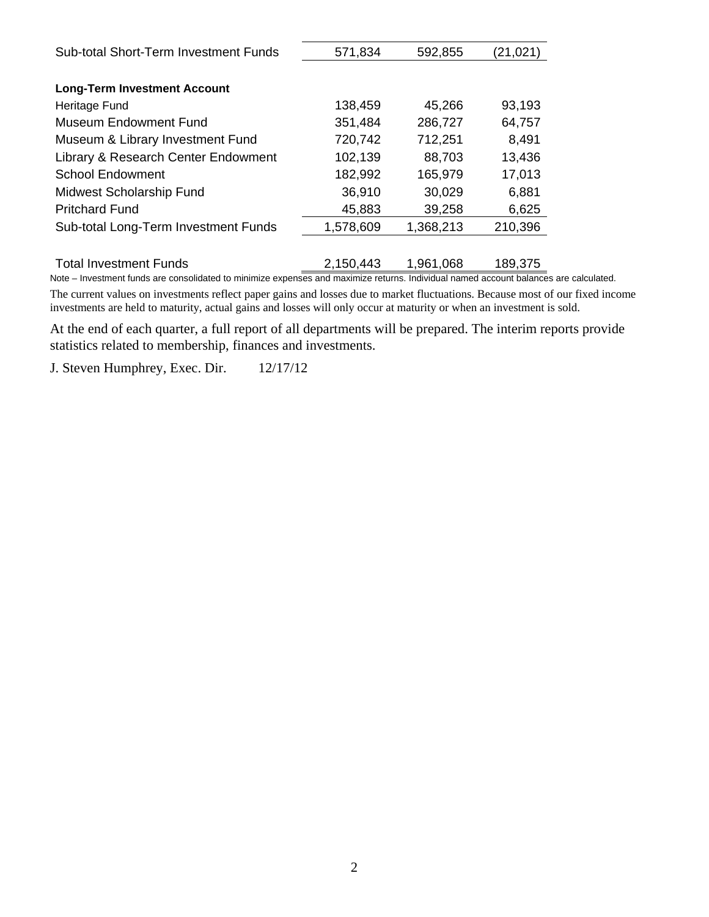| | | | |
|---|---|---|---|
| Sub-total Short-Term Investment Funds | 571,834 | 592,855 | (21,021) |
| | | | |
| **Long-Term Investment Account** | | | |
| Heritage Fund | 138,459 | 45,266 | 93,193 |
| Museum Endowment Fund | 351,484 | 286,727 | 64,757 |
| Museum & Library Investment Fund | 720,742 | 712,251 | 8,491 |
| Library & Research Center Endowment | 102,139 | 88,703 | 13,436 |
| School Endowment | 182,992 | 165,979 | 17,013 |
| Midwest Scholarship Fund | 36,910 | 30,029 | 6,881 |
| Pritchard Fund | 45,883 | 39,258 | 6,625 |
| Sub-total Long-Term Investment Funds | 1,578,609 | 1,368,213 | 210,396 |
| | | | |
| Total Investment Funds | 2,150,443 | 1,961,068 | 189,375 |

Note – Investment funds are consolidated to minimize expenses and maximize returns. Individual named account balances are calculated.

The current values on investments reflect paper gains and losses due to market fluctuations. Because most of our fixed income investments are held to maturity, actual gains and losses will only occur at maturity or when an investment is sold.

At the end of each quarter, a full report of all departments will be prepared. The interim reports provide statistics related to membership, finances and investments.

J. Steven Humphrey, Exec. Dir. 12/17/12